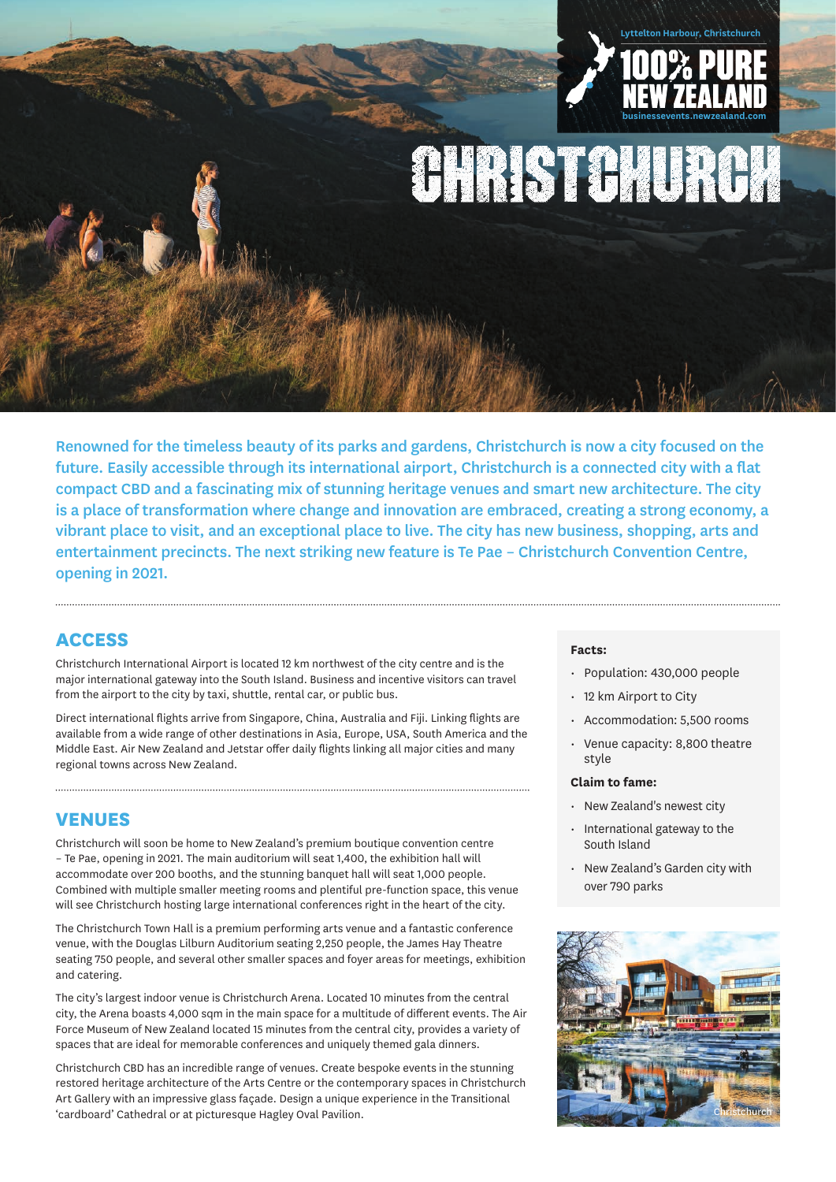Lyttelton Harbour, Christchurch

100% PURE NEW ZEALAND

businessevents.newzealand.com

# CHRISTCHURCH

Renowned for the timeless beauty of its parks and gardens, Christchurch is now a city focused on the future. Easily accessible through its international airport, Christchurch is a connected city with a flat compact CBD and a fascinating mix of stunning heritage venues and smart new architecture. The city is a place of transformation where change and innovation are embraced, creating a strong economy, a vibrant place to visit, and an exceptional place to live. The city has new business, shopping, arts and entertainment precincts. The next striking new feature is Te Pae – Christchurch Convention Centre, opening in 2021.

## ACCESS

Christchurch International Airport is located 12 km northwest of the city centre and is the major international gateway into the South Island. Business and incentive visitors can travel from the airport to the city by taxi, shuttle, rental car, or public bus.

Direct international flights arrive from Singapore, China, Australia and Fiji. Linking flights are available from a wide range of other destinations in Asia, Europe, USA, South America and the Middle East. Air New Zealand and Jetstar offer daily flights linking all major cities and many regional towns across New Zealand.

## VENUES

Christchurch will soon be home to New Zealand's premium boutique convention centre – Te Pae, opening in 2021. The main auditorium will seat 1,400, the exhibition hall will accommodate over 200 booths, and the stunning banquet hall will seat 1,000 people. Combined with multiple smaller meeting rooms and plentiful pre-function space, this venue will see Christchurch hosting large international conferences right in the heart of the city.

The Christchurch Town Hall is a premium performing arts venue and a fantastic conference venue, with the Douglas Lilburn Auditorium seating 2,250 people, the James Hay Theatre seating 750 people, and several other smaller spaces and foyer areas for meetings, exhibition and catering.

The city's largest indoor venue is Christchurch Arena. Located 10 minutes from the central city, the Arena boasts 4,000 sqm in the main space for a multitude of different events. The Air Force Museum of New Zealand located 15 minutes from the central city, provides a variety of spaces that are ideal for memorable conferences and uniquely themed gala dinners.

Christchurch CBD has an incredible range of venues. Create bespoke events in the stunning restored heritage architecture of the Arts Centre or the contemporary spaces in Christchurch Art Gallery with an impressive glass façade. Design a unique experience in the Transitional 'cardboard' Cathedral or at picturesque Hagley Oval Pavilion.

**Facts:**

- Population: 430,000 people
- 12 km Airport to City
- Accommodation: 5,500 rooms
- Venue capacity: 8,800 theatre style

**Claim to fame:**

- New Zealand's newest city
- International gateway to the South Island
- New Zealand's Garden city with over 790 parks

Christchurch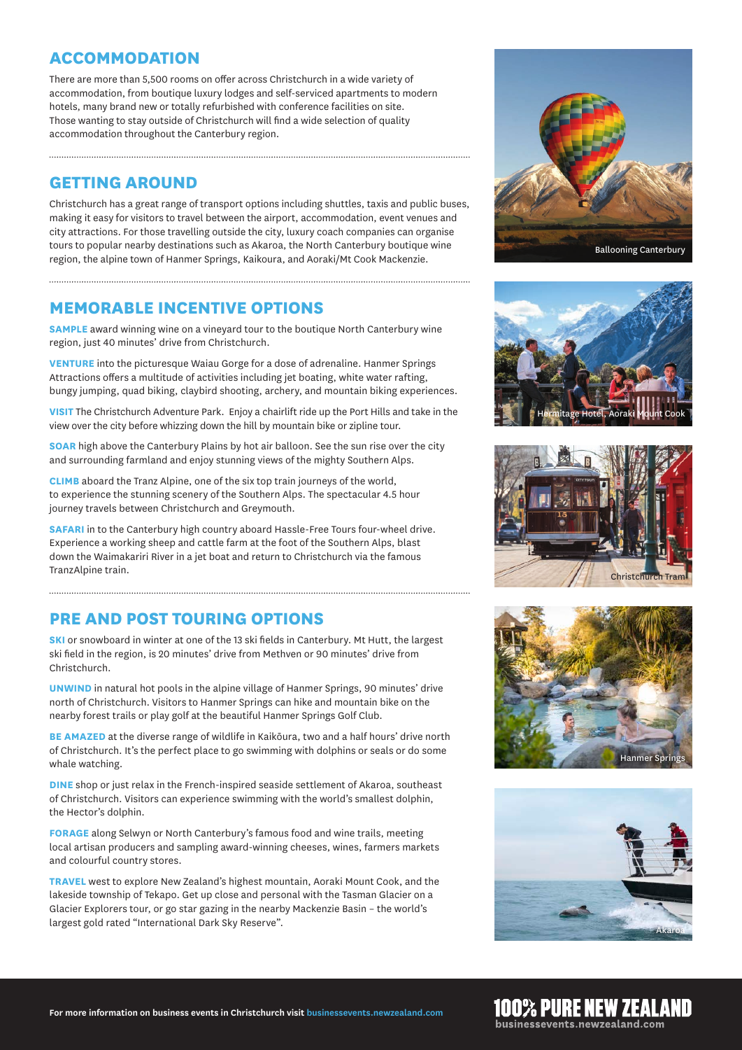## ACCOMMODATION

There are more than 5,500 rooms on offer across Christchurch in a wide variety of accommodation, from boutique luxury lodges and self-serviced apartments to modern hotels, many brand new or totally refurbished with conference facilities on site. Those wanting to stay outside of Christchurch will find a wide selection of quality accommodation throughout the Canterbury region.

## GETTING AROUND

Christchurch has a great range of transport options including shuttles, taxis and public buses, making it easy for visitors to travel between the airport, accommodation, event venues and city attractions. For those travelling outside the city, luxury coach companies can organise tours to popular nearby destinations such as Akaroa, the North Canterbury boutique wine region, the alpine town of Hanmer Springs, Kaikoura, and Aoraki/Mt Cook Mackenzie.

## MEMORABLE INCENTIVE OPTIONS

**SAMPLE** award winning wine on a vineyard tour to the boutique North Canterbury wine region, just 40 minutes' drive from Christchurch.

**VENTURE** into the picturesque Waiau Gorge for a dose of adrenaline. Hanmer Springs Attractions offers a multitude of activities including jet boating, white water rafting, bungy jumping, quad biking, claybird shooting, archery, and mountain biking experiences.

**VISIT** The Christchurch Adventure Park. Enjoy a chairlift ride up the Port Hills and take in the view over the city before whizzing down the hill by mountain bike or zipline tour.

**SOAR** high above the Canterbury Plains by hot air balloon. See the sun rise over the city and surrounding farmland and enjoy stunning views of the mighty Southern Alps.

**CLIMB** aboard the Tranz Alpine, one of the six top train journeys of the world, to experience the stunning scenery of the Southern Alps. The spectacular 4.5 hour journey travels between Christchurch and Greymouth.

**SAFARI** in to the Canterbury high country aboard Hassle-Free Tours four-wheel drive. Experience a working sheep and cattle farm at the foot of the Southern Alps, blast down the Waimakariri River in a jet boat and return to Christchurch via the famous TranzAlpine train.

## PRE AND POST TOURING OPTIONS

**SKI** or snowboard in winter at one of the 13 ski fields in Canterbury. Mt Hutt, the largest ski field in the region, is 20 minutes' drive from Methven or 90 minutes' drive from Christchurch.

**UNWIND** in natural hot pools in the alpine village of Hanmer Springs, 90 minutes' drive north of Christchurch. Visitors to Hanmer Springs can hike and mountain bike on the nearby forest trails or play golf at the beautiful Hanmer Springs Golf Club.

**BE AMAZED** at the diverse range of wildlife in Kaikōura, two and a half hours' drive north of Christchurch. It's the perfect place to go swimming with dolphins or seals or do some whale watching.

**DINE** shop or just relax in the French-inspired seaside settlement of Akaroa, southeast of Christchurch. Visitors can experience swimming with the world's smallest dolphin, the Hector's dolphin.

**FORAGE** along Selwyn or North Canterbury's famous food and wine trails, meeting local artisan producers and sampling award-winning cheeses, wines, farmers markets and colourful country stores.

**TRAVEL** west to explore New Zealand's highest mountain, Aoraki Mount Cook, and the lakeside township of Tekapo. Get up close and personal with the Tasman Glacier on a Glacier Explorers tour, or go star gazing in the nearby Mackenzie Basin – the world's largest gold rated "International Dark Sky Reserve".

Ballooning Canterbury

Hermitage Hotel, Aoraki Mount Cook

Christchurch Tram

Hanmer Springs

Akaroa

For more information on business events in Christchurch visit businessevents.newzealand.com

100% PURE NEW ZEALAND
businessevents.newzealand.com